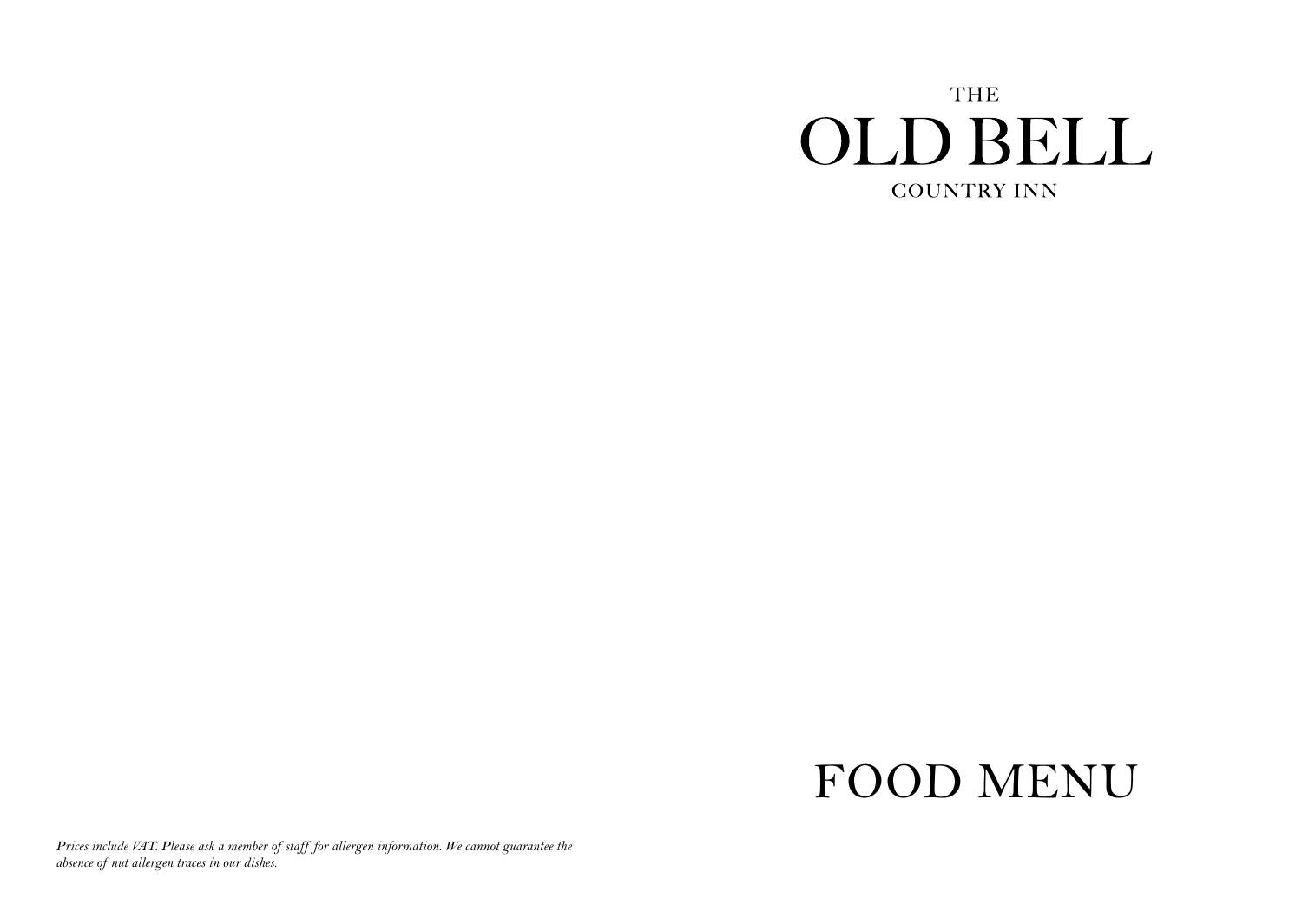THE

# OLD BELL

COUNTRY INN

# FOOD MENU

*Prices include VAT. Please ask a member of staff for allergen information. We cannot guarantee the absence of nut allergen traces in our dishes.*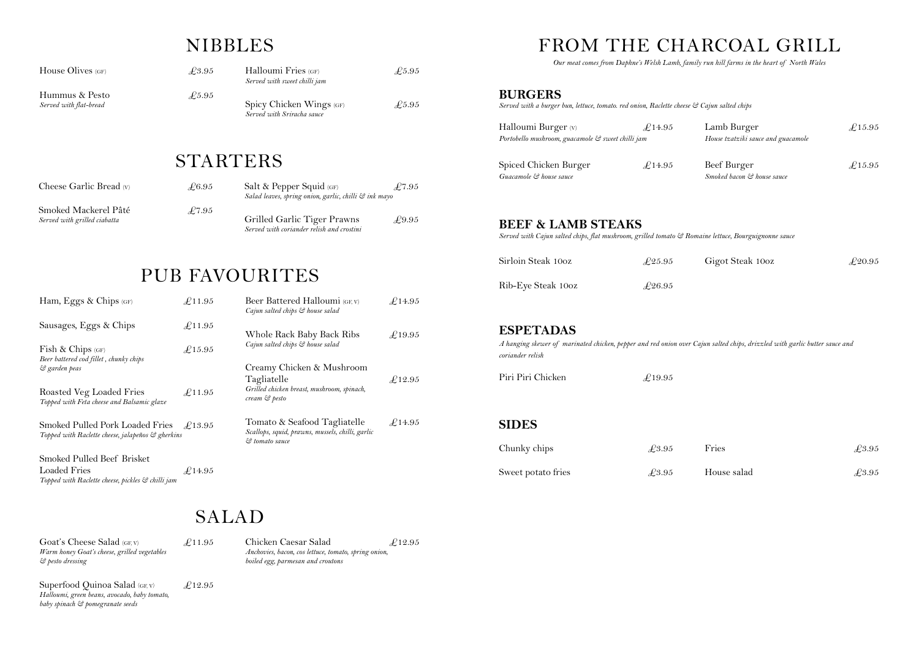# NIBBLES

House Olives (GF) £3.95

Hummus & Pesto £5.95
*Served with flat-bread*

Halloumi Fries (GF) £5.95
*Served with sweet chilli jam*

Spicy Chicken Wings (GF) £5.95
*Served with Sriracha sauce*

# STARTERS

Cheese Garlic Bread (V) £6.95

Smoked Mackerel Pâté £7.95
*Served with grilled ciabatta*

Salt & Pepper Squid (GF) £7.95
*Salad leaves, spring onion, garlic, chilli & ink mayo*

Grilled Garlic Tiger Prawns £9.95
*Served with coriander relish and crostini*

# PUB FAVOURITES

Ham, Eggs & Chips (GF) £11.95

Sausages, Eggs & Chips £11.95

Fish & Chips (GF) £15.95
*Beer battered cod fillet , chunky chips & garden peas*

Roasted Veg Loaded Fries £11.95
*Topped with Feta cheese and Balsamic glaze*

Smoked Pulled Pork Loaded Fries £13.95
*Topped with Raclette cheese, jalapeños & gherkins*

Smoked Pulled Beef Brisket Loaded Fries £14.95
*Topped with Raclette cheese, pickles & chilli jam*

Beer Battered Halloumi (GF, V) £14.95
*Cajun salted chips & house salad*

Whole Rack Baby Back Ribs £19.95
*Cajun salted chips & house salad*

Creamy Chicken & Mushroom Tagliatelle £12.95
*Grilled chicken breast, mushroom, spinach, cream & pesto*

Tomato & Seafood Tagliatelle £14.95
*Scallops, squid, prawns, mussels, chilli, garlic & tomato sauce*

# SALAD

Goat's Cheese Salad (GF, V) £11.95
*Warm honey Goat's cheese, grilled vegetables & pesto dressing*

Superfood Quinoa Salad (GF, V) £12.95
*Halloumi, green beans, avocado, baby tomato, baby spinach & pomegranate seeds*

Chicken Caesar Salad £12.95
*Anchovies, bacon, cos lettuce, tomato, spring onion, boiled egg, parmesan and croutons*

# FROM THE CHARCOAL GRILL

*Our meat comes from Daphne's Welsh Lamb, family run hill farms in the heart of North Wales*

## BURGERS

*Served with a burger bun, lettuce, tomato. red onion, Raclette cheese & Cajun salted chips*

Halloumi Burger (V) £14.95
*Portobello mushroom, guacamole & sweet chilli jam*

Spiced Chicken Burger £14.95
*Guacamole & house sauce*

Lamb Burger £15.95
*House tzatziki sauce and guacamole*

Beef Burger £15.95
*Smoked bacon & house sauce*

## BEEF & LAMB STEAKS

*Served with Cajun salted chips, flat mushroom, grilled tomato & Romaine lettuce, Bourguignonne sauce*

Sirloin Steak 10oz £25.95

Rib-Eye Steak 10oz £26.95

Gigot Steak 10oz £20.95

## ESPETADAS

*A hanging skewer of marinated chicken, pepper and red onion over Cajun salted chips, drizzled with garlic butter sauce and coriander relish*

Piri Piri Chicken £19.95

## SIDES

Chunky chips £3.95

Sweet potato fries £3.95

Fries £3.95

House salad £3.95